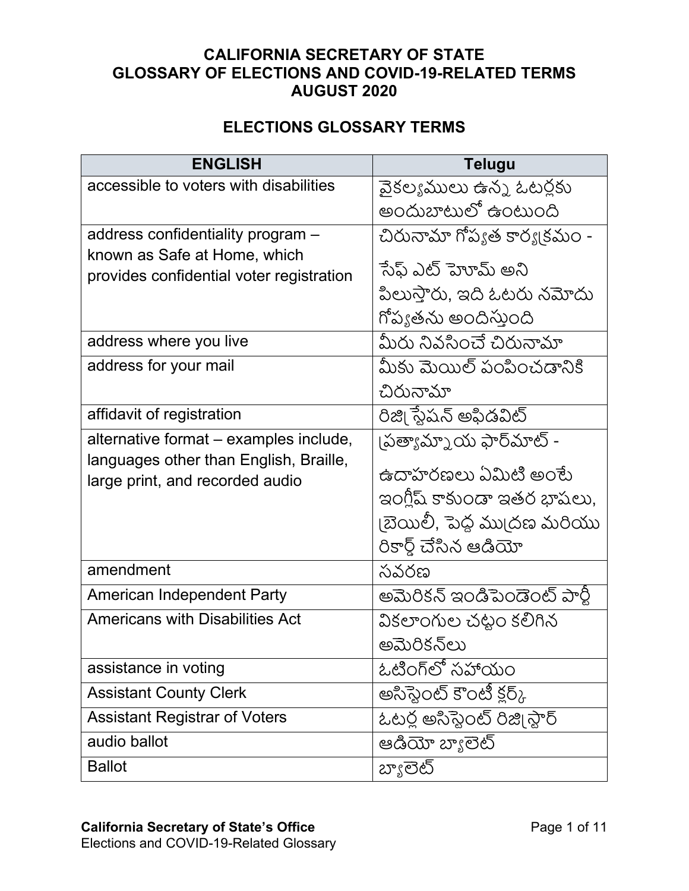# CALIFORNIA SECRETARY OF STATE
# GLOSSARY OF ELECTIONS AND COVID-19-RELATED TERMS
# AUGUST 2020

## ELECTIONS GLOSSARY TERMS

| ENGLISH | Telugu |
|---|---|
| accessible to voters with disabilities | వైకల్యములు ఉన్న ఓటర్లకు అందుబాటులో ఉంటుంది |
| address confidentiality program – known as Safe at Home, which provides confidential voter registration | చిరునామా గోప్యత కార్యక్రమం - సేఫ్ ఎట్ హోమ్ అని పిలుస్తారు, ఇది ఓటరు నమోదు గోప్యతను అందిస్తుంది |
| address where you live | మీరు నివసించే చిరునామా |
| address for your mail | మీకు మెయిల్ పంపించడానికి చిరునామా |
| affidavit of registration | రిజిస్ట్రేషన్ అఫిడవిట్ |
| alternative format – examples include, languages other than English, Braille, large print, and recorded audio | ప్రత్యామ్నాయ ఫార్మాట్ - ఉదాహరణలు ఏమిటి అంటే ఇంగ్లీష్ కాకుండా ఇతర భాషలు, బ్రెయిలీ, పెద్ద ముద్రణ మరియు రికార్డ్ చేసిన ఆడియో |
| amendment | సవరణ |
| American Independent Party | అమెరికన్ ఇండిపెండెంట్ పార్టీ |
| Americans with Disabilities Act | వికలాంగుల చట్టం కలిగిన అమెరికన్‌లు |
| assistance in voting | ఓటింగ్‌లో సహాయం |
| Assistant County Clerk | అసిస్టెంట్ కౌంటీ క్లర్క్ |
| Assistant Registrar of Voters | ఓటర్ల అసిస్టెంట్ రిజిస్ట్రార్ |
| audio ballot | ఆడియో బ్యాలెట్ |
| Ballot | బ్యాలెట్ |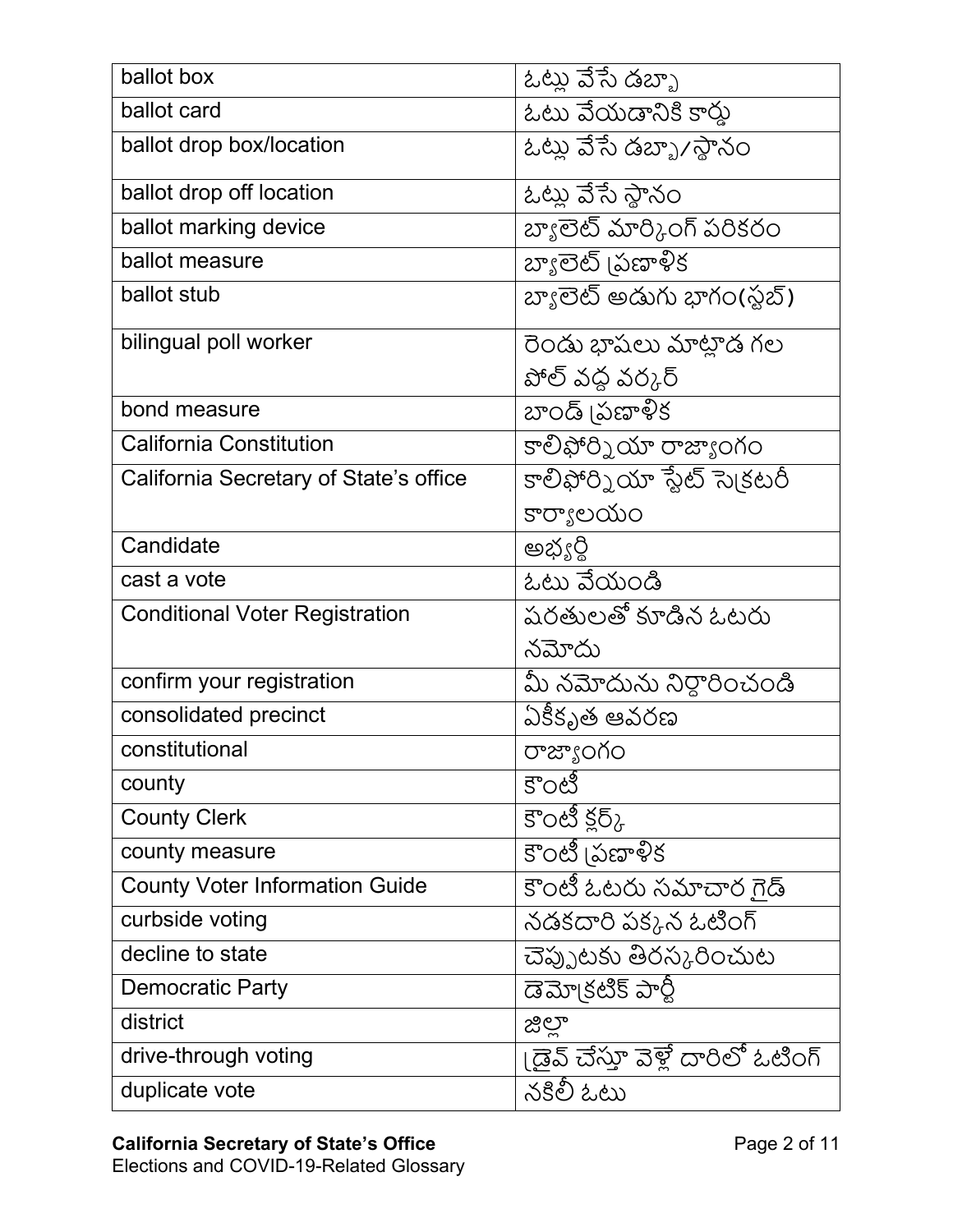| ballot box | ఓట్లు వేసే డబ్బా |
|---|---|
| ballot card | ఓటు వేయడానికి కార్డు |
| ballot drop box/location | ఓట్లు వేసే డబ్బా/స్థానం |
| ballot drop off location | ఓట్లు వేసే స్థానం |
| ballot marking device | బ్యాలెట్ మార్కింగ్ పరికరం |
| ballot measure | బ్యాలెట్ ప్రణాళిక |
| ballot stub | బ్యాలెట్ అడుగు భాగం(స్టబ్) |
| bilingual poll worker | రెండు భాషలు మాట్లాడ గల పోల్ వద్ద వర్కర్ |
| bond measure | బాండ్ ప్రణాళిక |
| California Constitution | కాలిఫోర్నియా రాజ్యాంగం |
| California Secretary of State's office | కాలిఫోర్నియా స్టేట్ సెక్రటరీ కార్యాలయం |
| Candidate | అభ్యర్థి |
| cast a vote | ఓటు వేయండి |
| Conditional Voter Registration | షరతులతో కూడిన ఓటరు నమోదు |
| confirm your registration | మీ నమోదును నిర్ధారించండి |
| consolidated precinct | ఏకీకృత ఆవరణ |
| constitutional | రాజ్యాంగం |
| county | కౌంటీ |
| County Clerk | కౌంటీ క్లర్క్ |
| county measure | కౌంటీ ప్రణాళిక |
| County Voter Information Guide | కౌంటీ ఓటరు సమాచార గైడ్ |
| curbside voting | నడకదారి పక్కన ఓటింగ్ |
| decline to state | చెప్పుటకు తిరస్కరించుట |
| Democratic Party | డెమొక్రటిక్ పార్టీ |
| district | జిల్లా |
| drive-through voting | డ్రైవ్ చేస్తూ వెళ్లే దారిలో ఓటింగ్ |
| duplicate vote | నకిలీ ఓటు |

**California Secretary of State's Office**
Elections and COVID-19-Related Glossary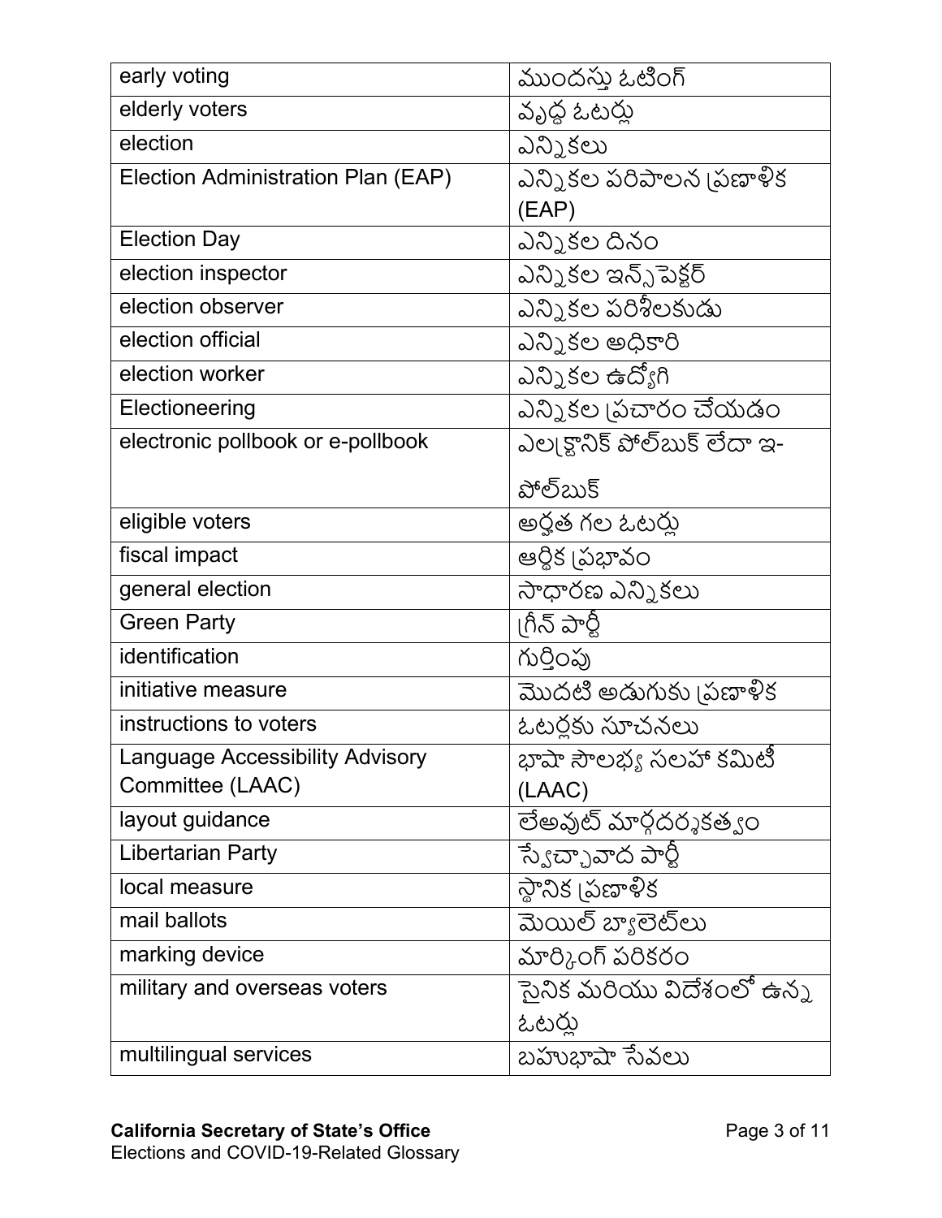| early voting | ముందస్తు ఓటింగ్ |
|---|---|
| elderly voters | వృద్ధ ఓటర్లు |
| election | ఎన్నికలు |
| Election Administration Plan (EAP) | ఎన్నికల పరిపాలన ప్రణాళిక (EAP) |
| Election Day | ఎన్నికల దినం |
| election inspector | ఎన్నికల ఇన్స్పెక్టర్ |
| election observer | ఎన్నికల పరిశీలకుడు |
| election official | ఎన్నికల అధికారి |
| election worker | ఎన్నికల ఉద్యోగి |
| Electioneering | ఎన్నికల ప్రచారం చేయడం |
| electronic pollbook or e-pollbook | ఎలక్ట్రానిక్ పోల్‌బుక్ లేదా ఇ-పోల్‌బుక్ |
| eligible voters | అర్హత గల ఓటర్లు |
| fiscal impact | ఆర్థిక ప్రభావం |
| general election | సాధారణ ఎన్నికలు |
| Green Party | గ్రీన్ పార్టీ |
| identification | గుర్తింపు |
| initiative measure | మొదటి అడుగుకు ప్రణాళిక |
| instructions to voters | ఓటర్లకు సూచనలు |
| Language Accessibility Advisory Committee (LAAC) | భాషా సౌలభ్య సలహా కమిటీ (LAAC) |
| layout guidance | లేఅవుట్ మార్గదర్శకత్వం |
| Libertarian Party | స్వేచ్ఛావాద పార్టీ |
| local measure | స్థానిక ప్రణాళిక |
| mail ballots | మెయిల్ బ్యాలెట్‌లు |
| marking device | మార్కింగ్ పరికరం |
| military and overseas voters | సైనిక మరియు విదేశంలో ఉన్న ఓటర్లు |
| multilingual services | బహుభాషా సేవలు |

**California Secretary of State's Office**
Elections and COVID-19-Related Glossary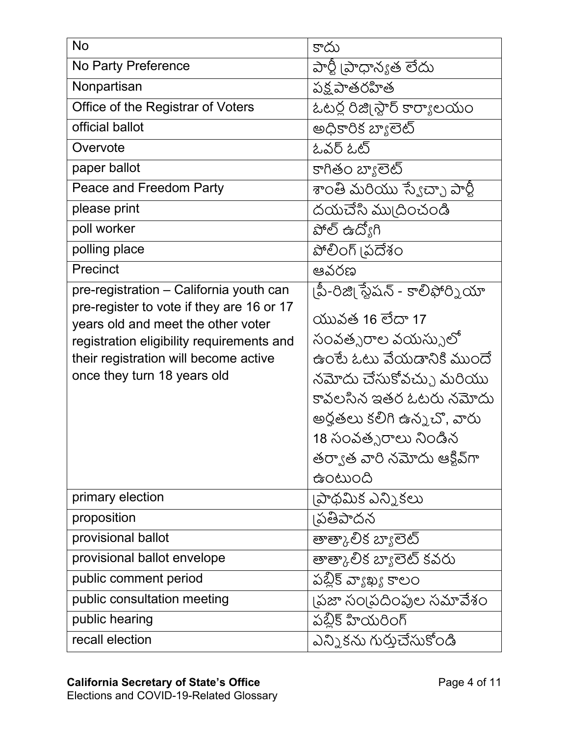| No | కాదు |
|---|---|
| No Party Preference | పార్టీ ప్రాధాన్యత లేదు |
| Nonpartisan | పక్షపాతరహిత |
| Office of the Registrar of Voters | ఓటర్ల రిజిస్ట్రార్ కార్యాలయం |
| official ballot | అధికారిక బ్యాలెట్ |
| Overvote | ఓవర్ ఓట్ |
| paper ballot | కాగితం బ్యాలెట్ |
| Peace and Freedom Party | శాంతి మరియు స్వేచ్ఛా పార్టీ |
| please print | దయచేసి ముద్రించండి |
| poll worker | పోల్ ఉద్యోగి |
| polling place | పోలింగ్ ప్రదేశం |
| Precinct | ఆవరణ |
| pre-registration – California youth can pre-register to vote if they are 16 or 17 years old and meet the other voter registration eligibility requirements and their registration will become active once they turn 18 years old | ప్రీ-రిజిస్ట్రేషన్ - కాలిఫోర్నియా యువత 16 లేదా 17 సంవత్సరాల వయస్సులో ఉంటే ఓటు వేయడానికి ముందే నమోదు చేసుకోవచ్చు మరియు కావలసిన ఇతర ఓటరు నమోదు అర్హతలు కలిగి ఉన్నచో, వారు 18 సంవత్సరాలు నిండిన తర్వాత వారి నమోదు ఆక్టివ్‌గా ఉంటుంది |
| primary election | ప్రాథమిక ఎన్నికలు |
| proposition | ప్రతిపాదన |
| provisional ballot | తాత్కాలిక బ్యాలెట్ |
| provisional ballot envelope | తాత్కాలిక బ్యాలెట్ కవరు |
| public comment period | పబ్లిక్ వ్యాఖ్య కాలం |
| public consultation meeting | ప్రజా సంప్రదింపుల సమావేశం |
| public hearing | పబ్లిక్ హియరింగ్ |
| recall election | ఎన్నికను గుర్తుచేసుకోండి |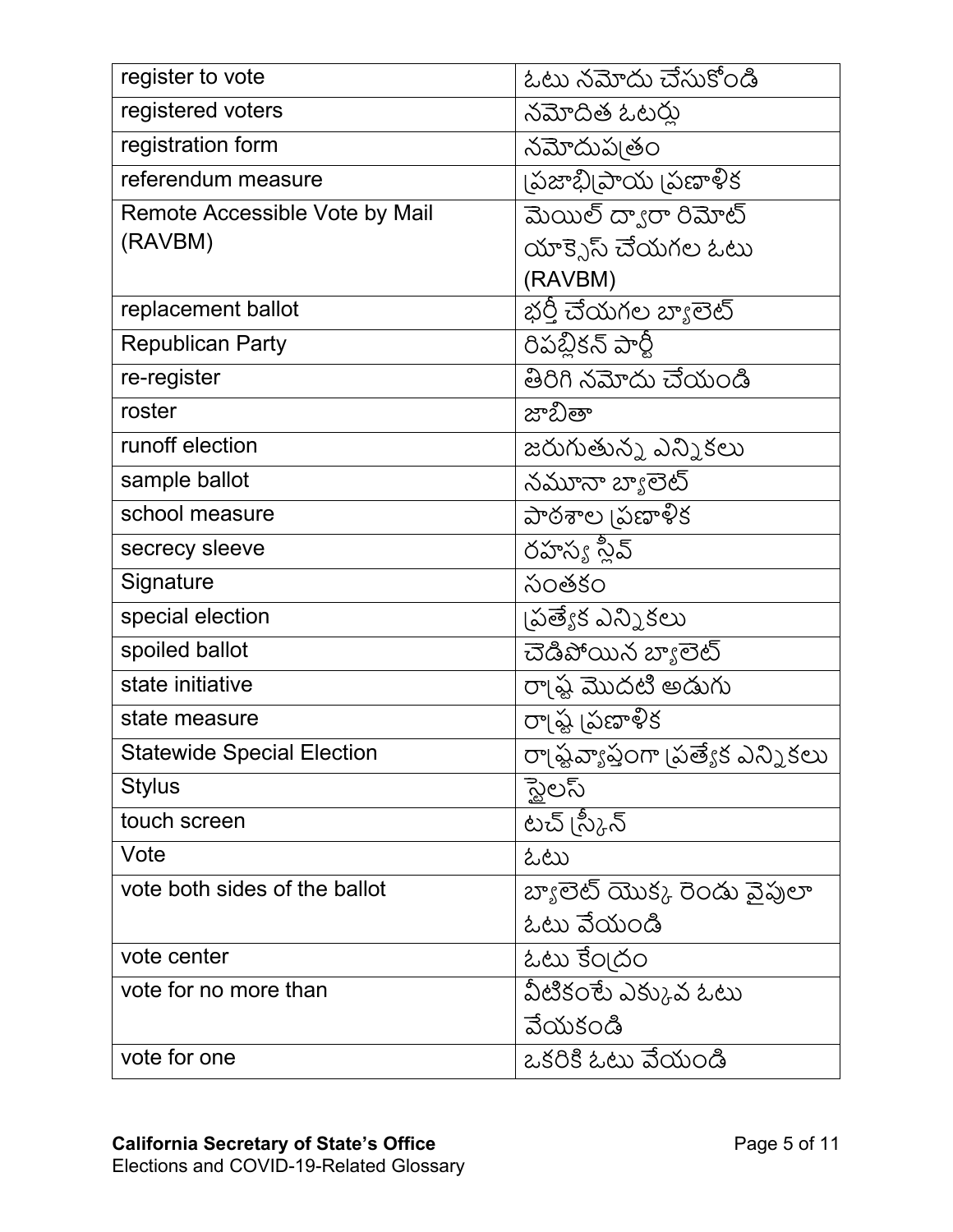| | |
|---|---|
| register to vote | ఓటు నమోదు చేసుకోండి |
| registered voters | నమోదిత ఓటర్లు |
| registration form | నమోదుపత్రం |
| referendum measure | ప్రజాభిప్రాయ ప్రణాళిక |
| Remote Accessible Vote by Mail (RAVBM) | మెయిల్ ద్వారా రిమోట్ యాక్సెస్ చేయగల ఓటు (RAVBM) |
| replacement ballot | భర్తీ చేయగల బ్యాలెట్ |
| Republican Party | రిపబ్లికన్ పార్టీ |
| re-register | తిరిగి నమోదు చేయండి |
| roster | జాబితా |
| runoff election | జరుగుతున్న ఎన్నికలు |
| sample ballot | నమూనా బ్యాలెట్ |
| school measure | పాఠశాల ప్రణాళిక |
| secrecy sleeve | రహస్య స్లీవ్ |
| Signature | సంతకం |
| special election | ప్రత్యేక ఎన్నికలు |
| spoiled ballot | చెడిపోయిన బ్యాలెట్ |
| state initiative | రాష్ట్ర మొదటి అడుగు |
| state measure | రాష్ట్ర ప్రణాళిక |
| Statewide Special Election | రాష్ట్రవ్యాప్తంగా ప్రత్యేక ఎన్నికలు |
| Stylus | స్టైలస్ |
| touch screen | టచ్ స్క్రీన్ |
| Vote | ఓటు |
| vote both sides of the ballot | బ్యాలెట్ యొక్క రెండు వైపులా ఓటు వేయండి |
| vote center | ఓటు కేంద్రం |
| vote for no more than | వీటికంటే ఎక్కువ ఓటు వేయకండి |
| vote for one | ఒకరికి ఓటు వేయండి |

**California Secretary of State's Office**
Elections and COVID-19-Related Glossary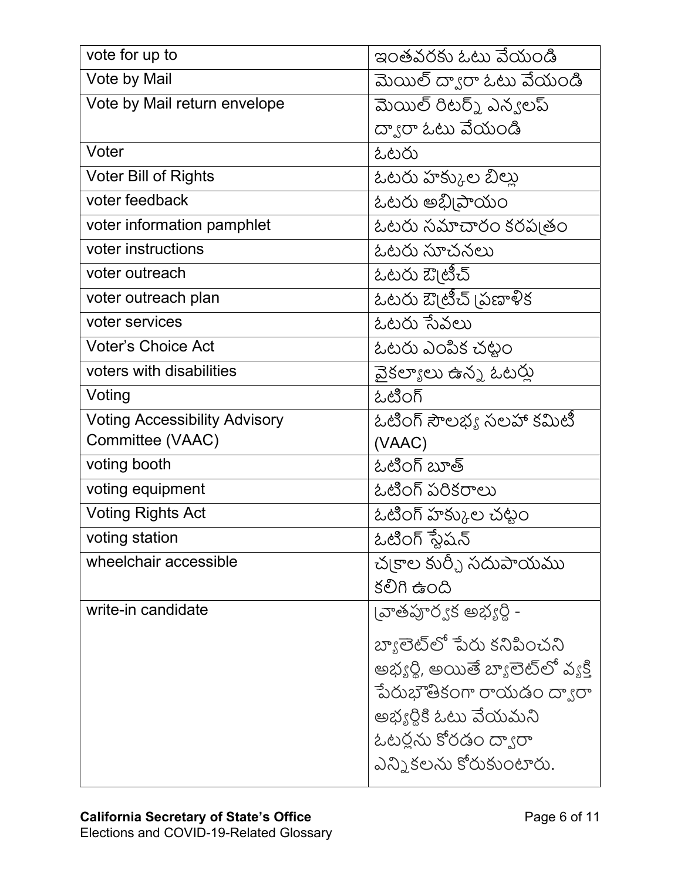| vote for up to | ఇంతవరకు ఓటు వేయండి |
|---|---|
| Vote by Mail | మెయిల్ ద్వారా ఓటు వేయండి |
| Vote by Mail return envelope | మెయిల్ రిటర్న్ ఎన్వలప్ ద్వారా ఓటు వేయండి |
| Voter | ఓటరు |
| Voter Bill of Rights | ఓటరు హక్కుల బిల్లు |
| voter feedback | ఓటరు అభిప్రాయం |
| voter information pamphlet | ఓటరు సమాచారం కరపత్రం |
| voter instructions | ఓటరు సూచనలు |
| voter outreach | ఓటరు ఔట్రీచ్ |
| voter outreach plan | ఓటరు ఔట్రీచ్ ప్రణాళిక |
| voter services | ఓటరు సేవలు |
| Voter's Choice Act | ఓటరు ఎంపిక చట్టం |
| voters with disabilities | వైకల్యాలు ఉన్న ఓటర్లు |
| Voting | ఓటింగ్ |
| Voting Accessibility Advisory Committee (VAAC) | ఓటింగ్ సౌలభ్య సలహా కమిటీ (VAAC) |
| voting booth | ఓటింగ్ బూత్ |
| voting equipment | ఓటింగ్ పరికరాలు |
| Voting Rights Act | ఓటింగ్ హక్కుల చట్టం |
| voting station | ఓటింగ్ స్టేషన్ |
| wheelchair accessible | చక్రాల కుర్చీ సదుపాయము కలిగి ఉంది |
| write-in candidate | వ్రాతపూర్వక అభ్యర్థి - బ్యాలెట్‌లో పేరు కనిపించని అభ్యర్థి, అయితే బ్యాలెట్‌లో వ్యక్తి పేరుభౌతికంగా రాయడం ద్వారా అభ్యర్థికి ఓటు వేయమని ఓటర్లను కోరడం ద్వారా ఎన్నికలను కోరుకుంటారు. |

**California Secretary of State's Office**
Elections and COVID-19-Related Glossary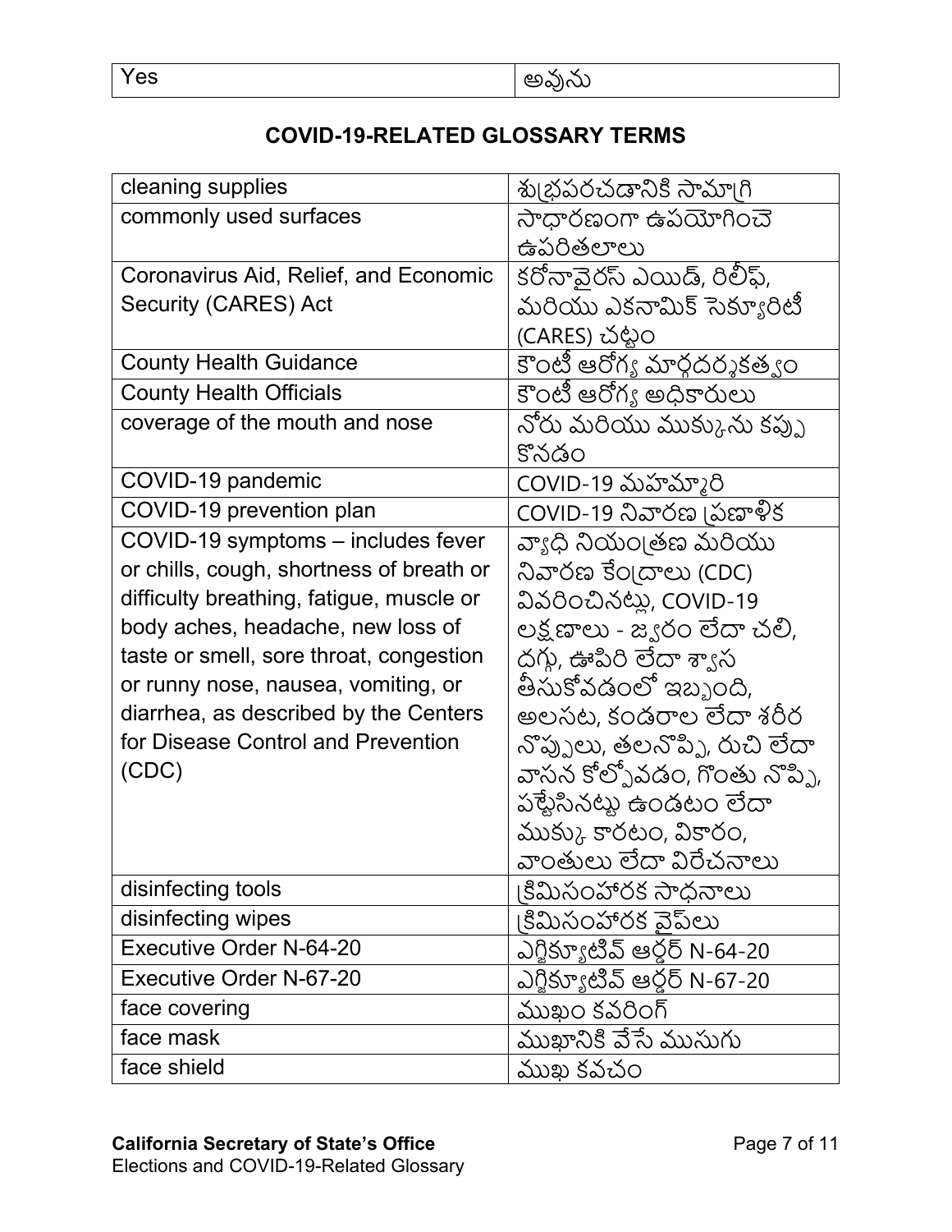| Yes | అవును |
|---|---|

## COVID-19-RELATED GLOSSARY TERMS

| cleaning supplies | శుభ్రపరచడానికి సామాగ్రి |
|---|---|
| commonly used surfaces | సాధారణంగా ఉపయోగించె ఉపరితలాలు |
| Coronavirus Aid, Relief, and Economic Security (CARES) Act | కరోనావైరస్ ఎయిడ్, రిలీఫ్, మరియు ఎకనామిక్ సెక్యూరిటీ (CARES) చట్టం |
| County Health Guidance | కౌంటీ ఆరోగ్య మార్గదర్శకత్వం |
| County Health Officials | కౌంటీ ఆరోగ్య అధికారులు |
| coverage of the mouth and nose | నోరు మరియు ముక్కును కప్పు కొనడం |
| COVID-19 pandemic | COVID-19 మహమ్మారి |
| COVID-19 prevention plan | COVID-19 నివారణ ప్రణాళిక |
| COVID-19 symptoms – includes fever or chills, cough, shortness of breath or difficulty breathing, fatigue, muscle or body aches, headache, new loss of taste or smell, sore throat, congestion or runny nose, nausea, vomiting, or diarrhea, as described by the Centers for Disease Control and Prevention (CDC) | వ్యాధి నియంత్రణ మరియు నివారణ కేంద్రాలు (CDC) వివరించినట్లు, COVID-19 లక్షణాలు - జ్వరం లేదా చలి, దగ్గు, ఊపిరి లేదా శ్వాస తీసుకోవడంలో ఇబ్బంది, అలసట, కండరాల లేదా శరీర నొప్పులు, తలనొప్పి, రుచి లేదా వాసన కోల్పోవడం, గొంతు నొప్పి, పట్టేసినట్లు ఉండటం లేదా ముక్కు కారటం, వికారం, వాంతులు లేదా విరేచనాలు |
| disinfecting tools | క్రిమిసంహారక సాధనాలు |
| disinfecting wipes | క్రిమిసంహారక వైప్‌లు |
| Executive Order N-64-20 | ఎగ్జిక్యూటివ్ ఆర్డర్ N-64-20 |
| Executive Order N-67-20 | ఎగ్జిక్యూటివ్ ఆర్డర్ N-67-20 |
| face covering | ముఖం కవరింగ్ |
| face mask | ముఖానికి వేసే ముసుగు |
| face shield | ముఖ కవచం |

**California Secretary of State's Office**
Elections and COVID-19-Related Glossary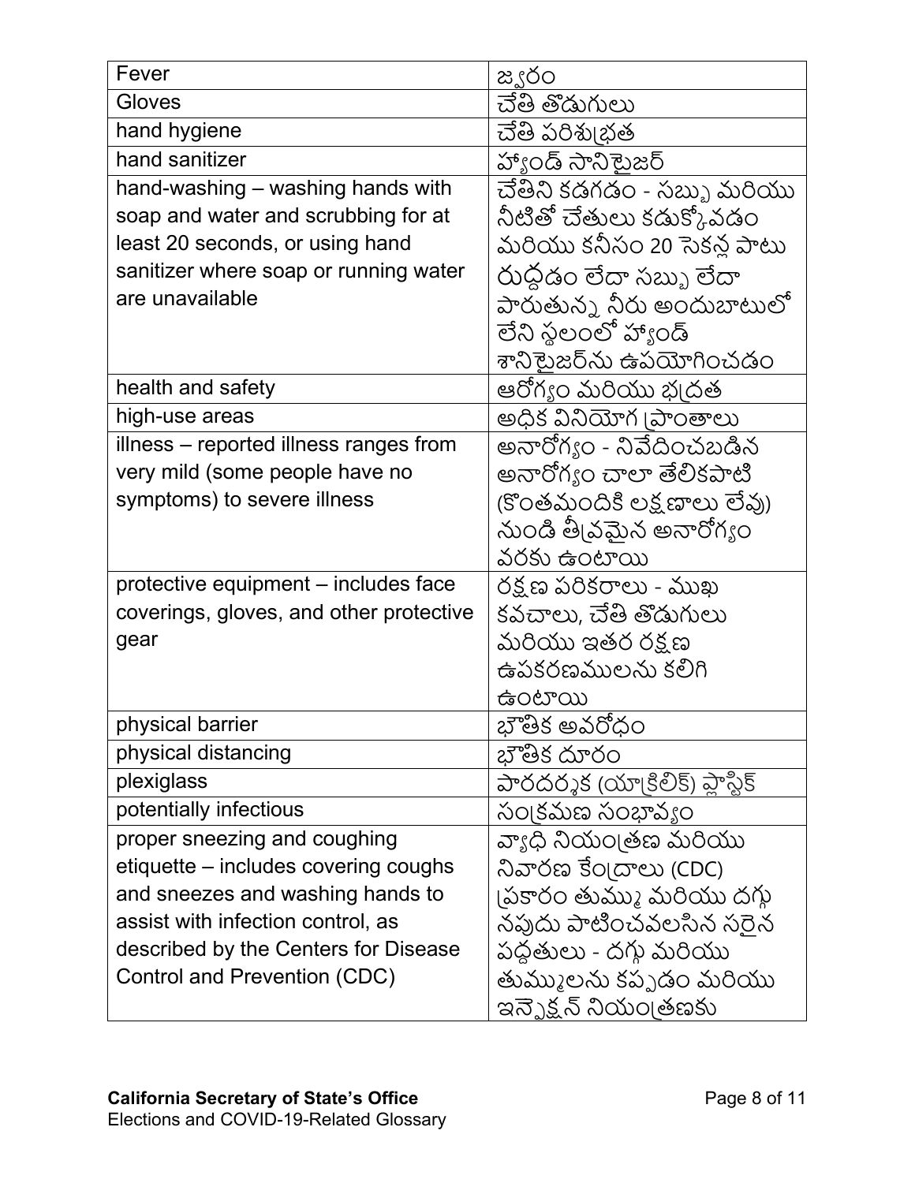| Fever | జ్వరం |
|---|---|
| Gloves | చేతి తొడుగులు |
| hand hygiene | చేతి పరిశుభ్రత |
| hand sanitizer | హ్యాండ్ సానిటైజర్ |
| hand-washing – washing hands with soap and water and scrubbing for at least 20 seconds, or using hand sanitizer where soap or running water are unavailable | చేతిని కడగడం - సబ్బు మరియు నీటితో చేతులు కడుక్కోవడం మరియు కనీసం 20 సెకన్ల పాటు రుద్దడం లేదా సబ్బు లేదా పారుతున్న నీరు అందుబాటులో లేని స్థలంలో హ్యాండ్ శానిటైజర్‌ను ఉపయోగించడం |
| health and safety | ఆరోగ్యం మరియు భద్రత |
| high-use areas | అధిక వినియోగ ప్రాంతాలు |
| illness – reported illness ranges from very mild (some people have no symptoms) to severe illness | అనారోగ్యం - నివేదించబడిన అనారోగ్యం చాలా తేలికపాటి (కొంతమందికి లక్షణాలు లేవు) నుండి తీవ్రమైన అనారోగ్యం వరకు ఉంటాయి |
| protective equipment – includes face coverings, gloves, and other protective gear | రక్షణ పరికరాలు - ముఖ కవచాలు, చేతి తొడుగులు మరియు ఇతర రక్షణ ఉపకరణములను కలిగి ఉంటాయి |
| physical barrier | భౌతిక అవరోధం |
| physical distancing | భౌతిక దూరం |
| plexiglass | పారదర్శక (యాక్రిలిక్) ప్లాస్టిక్ |
| potentially infectious | సంక్రమణ సంభావ్యం |
| proper sneezing and coughing etiquette – includes covering coughs and sneezes and washing hands to assist with infection control, as described by the Centers for Disease Control and Prevention (CDC) | వ్యాధి నియంత్రణ మరియు నివారణ కేంద్రాలు (CDC) ప్రకారం తుమ్ము మరియు దగ్గు నపుడు పాటించవలసిన సరైన పద్ధతులు - దగ్గు మరియు తుమ్ములను కప్పడం మరియు ఇన్ఫెక్షన్ నియంత్రణకు |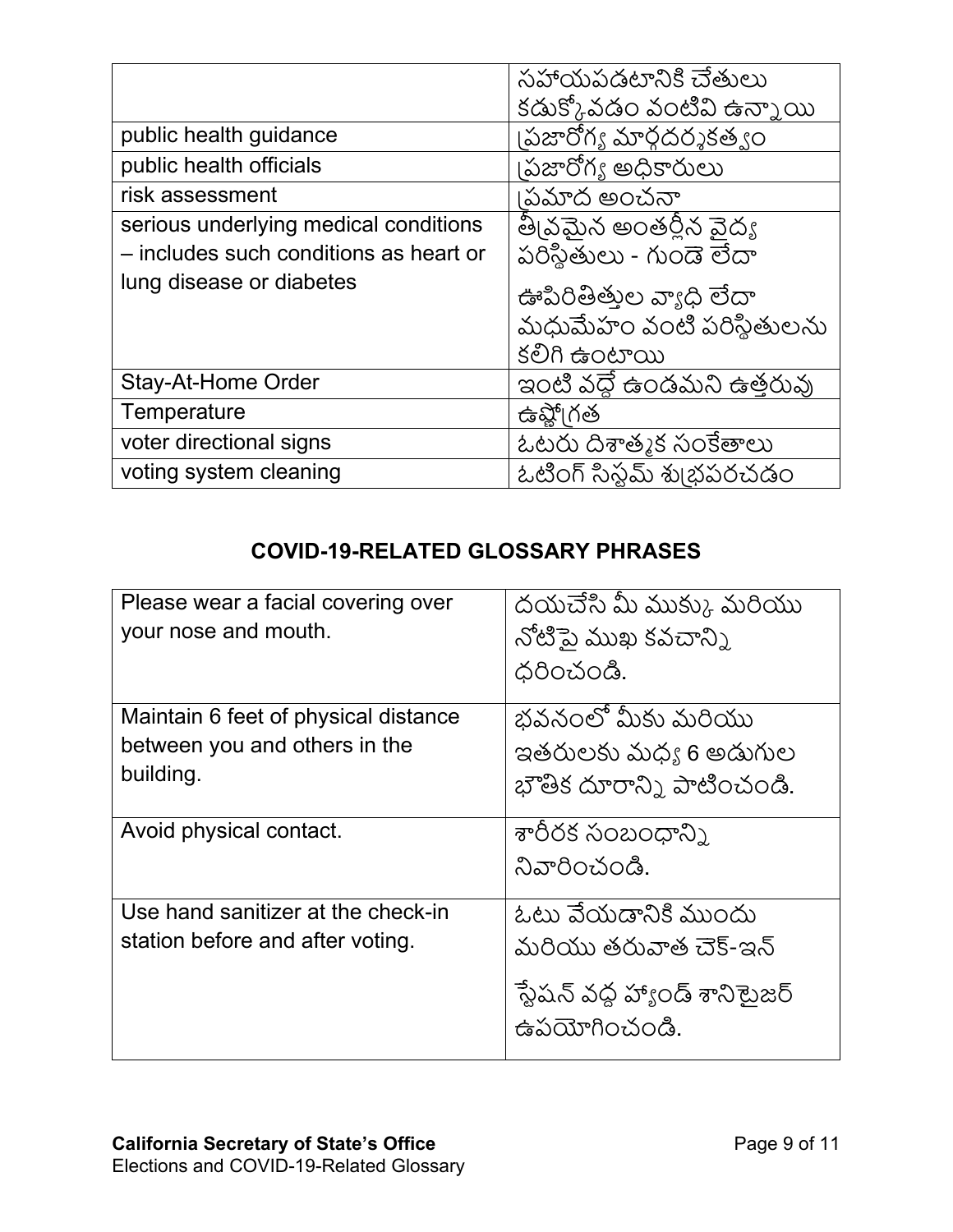| | సహాయపడటానికి చేతులు కడుక్కోవడం వంటివి ఉన్నాయి |
|---|---|
| public health guidance | ప్రజారోగ్య మార్గదర్శకత్వం |
| public health officials | ప్రజారోగ్య అధికారులు |
| risk assessment | ప్రమాద అంచనా |
| serious underlying medical conditions – includes such conditions as heart or lung disease or diabetes | తీవ్రమైన అంతర్లీన వైద్య పరిస్థితులు - గుండె లేదా ఊపిరితిత్తుల వ్యాధి లేదా మధుమేహం వంటి పరిస్థితులను కలిగి ఉంటాయి |
| Stay-At-Home Order | ఇంటి వద్దే ఉండమని ఉత్తరువు |
| Temperature | ఉష్ణోగ్రత |
| voter directional signs | ఓటరు దిశాత్మక సంకేతాలు |
| voting system cleaning | ఓటింగ్ సిస్టమ్ శుభ్రపరచడం |

## COVID-19-RELATED GLOSSARY PHRASES

| | |
|---|---|
| Please wear a facial covering over your nose and mouth. | దయచేసి మీ ముక్కు మరియు నోటిపై ముఖ కవచాన్ని ధరించండి. |
| Maintain 6 feet of physical distance between you and others in the building. | భవనంలో మీకు మరియు ఇతరులకు మధ్య 6 అడుగుల భౌతిక దూరాన్ని పాటించండి. |
| Avoid physical contact. | శారీరక సంబంధాన్ని నివారించండి. |
| Use hand sanitizer at the check-in station before and after voting. | ఓటు వేయడానికి ముందు మరియు తరువాత చెక్-ఇన్ స్టేషన్ వద్ద హ్యాండ్ శానిటైజర్ ఉపయోగించండి. |

**California Secretary of State's Office**
Elections and COVID-19-Related Glossary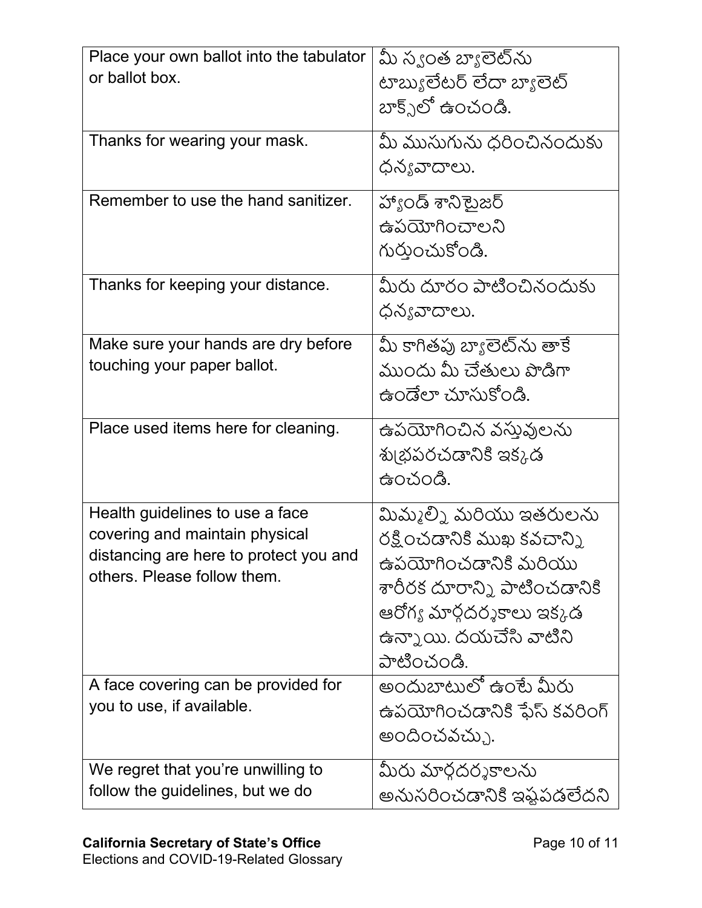| Place your own ballot into the tabulator or ballot box. | మీ స్వంత బ్యాలెట్‌ను టాబ్యులేటర్ లేదా బ్యాలెట్ బాక్స్‌లో ఉంచండి. |
|---|---|
| Thanks for wearing your mask. | మీ ముసుగును ధరించినందుకు ధన్యవాదాలు. |
| Remember to use the hand sanitizer. | హ్యాండ్ శానిటైజర్ ఉపయోగించాలని గుర్తుంచుకోండి. |
| Thanks for keeping your distance. | మీరు దూరం పాటించినందుకు ధన్యవాదాలు. |
| Make sure your hands are dry before touching your paper ballot. | మీ కాగితపు బ్యాలెట్‌ను తాకే ముందు మీ చేతులు పొడిగా ఉండేలా చూసుకోండి. |
| Place used items here for cleaning. | ఉపయోగించిన వస్తువులను శుభ్రపరచడానికి ఇక్కడ ఉంచండి. |
| Health guidelines to use a face covering and maintain physical distancing are here to protect you and others. Please follow them. | మిమ్మల్ని మరియు ఇతరులను రక్షించడానికి ముఖ కవచాన్ని ఉపయోగించడానికి మరియు శారీరక దూరాన్ని పాటించడానికి ఆరోగ్య మార్గదర్శకాలు ఇక్కడ ఉన్నాయి. దయచేసి వాటిని పాటించండి. |
| A face covering can be provided for you to use, if available. | అందుబాటులో ఉంటే మీరు ఉపయోగించడానికి ఫేస్ కవరింగ్ అందించవచ్చు. |
| We regret that you're unwilling to follow the guidelines, but we do | మీరు మార్గదర్శకాలను అనుసరించడానికి ఇష్టపడలేదని |

**California Secretary of State's Office**
Elections and COVID-19-Related Glossary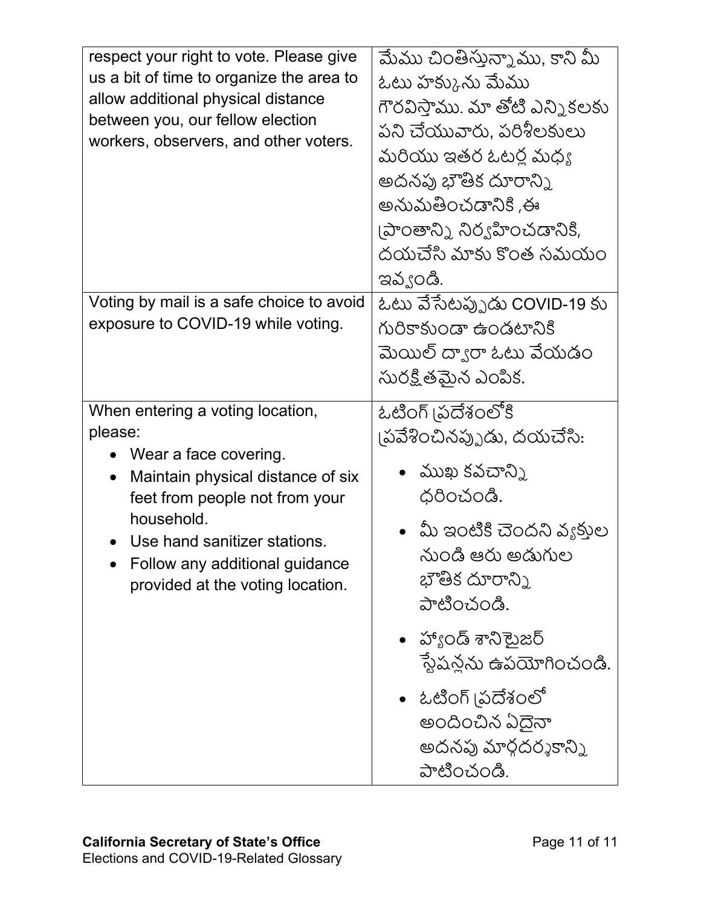| | |
|---|---|
| respect your right to vote. Please give us a bit of time to organize the area to allow additional physical distance between you, our fellow election workers, observers, and other voters. | మేము చింతిస్తున్నాము, కాని మీ ఓటు హక్కును మేము గౌరవిస్తాము. మా తోటి ఎన్నికలకు పని చేయువారు, పరిశీలకులు మరియు ఇతర ఓటర్ల మధ్య అదనపు భౌతిక దూరాన్ని అనుమతించడానికి ,ఈ ప్రాంతాన్ని నిర్వహించడానికి, దయచేసి మాకు కొంత సమయం ఇవ్వండి. |
| Voting by mail is a safe choice to avoid exposure to COVID-19 while voting. | ఓటు వేసేటప్పుడు COVID-19 కు గురికాకుండా ఉండటానికి మెయిల్ ద్వారా ఓటు వేయడం సురక్షితమైన ఎంపిక. |
| When entering a voting location, please:<br>• Wear a face covering.<br>• Maintain physical distance of six feet from people not from your household.<br>• Use hand sanitizer stations.<br>• Follow any additional guidance provided at the voting location. | ఓటింగ్ ప్రదేశంలోకి ప్రవేశించినప్పుడు, దయచేసి:<br>• ముఖ కవచాన్ని ధరించండి.<br>• మీ ఇంటికి చెందని వ్యక్తుల నుండి ఆరు అడుగుల భౌతిక దూరాన్ని పాటించండి.<br>• హ్యాండ్ శానిటైజర్ స్టేషన్లను ఉపయోగించండి.<br>• ఓటింగ్ ప్రదేశంలో అందించిన ఏదైనా అదనపు మార్గదర్శకాన్ని పాటించండి. |

**California Secretary of State's Office**
Elections and COVID-19-Related Glossary